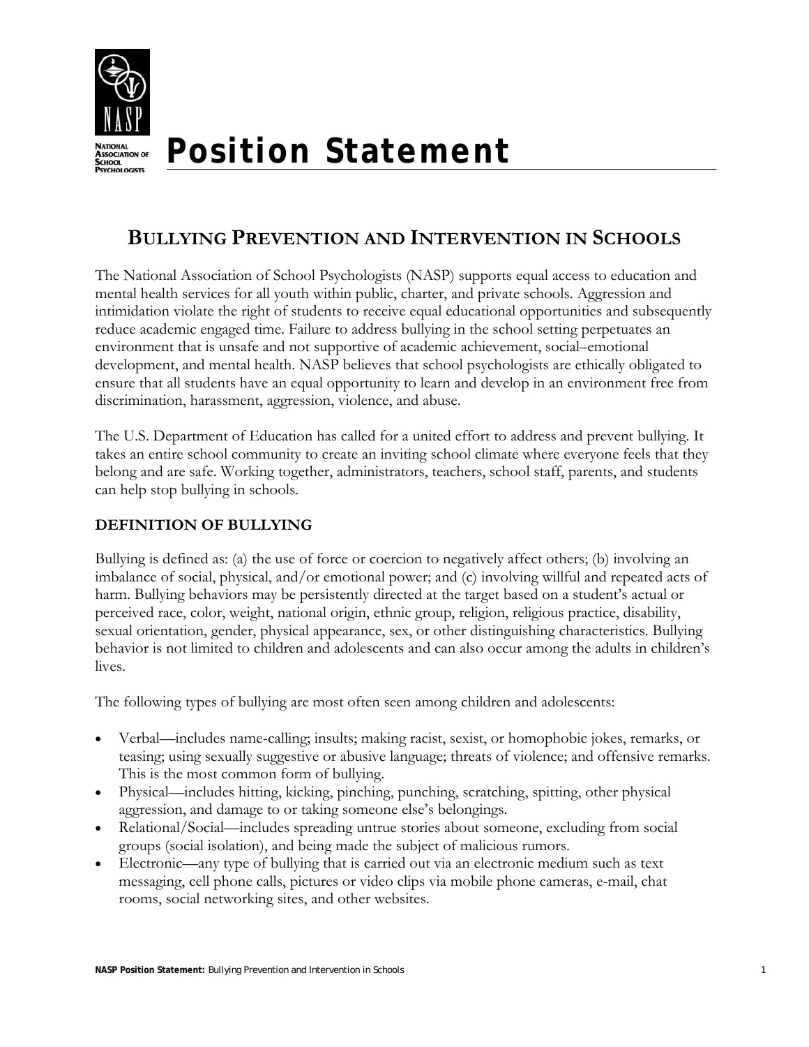# Position Statement

## BULLYING PREVENTION AND INTERVENTION IN SCHOOLS

The National Association of School Psychologists (NASP) supports equal access to education and mental health services for all youth within public, charter, and private schools. Aggression and intimidation violate the right of students to receive equal educational opportunities and subsequently reduce academic engaged time. Failure to address bullying in the school setting perpetuates an environment that is unsafe and not supportive of academic achievement, social–emotional development, and mental health. NASP believes that school psychologists are ethically obligated to ensure that all students have an equal opportunity to learn and develop in an environment free from discrimination, harassment, aggression, violence, and abuse.

The U.S. Department of Education has called for a united effort to address and prevent bullying. It takes an entire school community to create an inviting school climate where everyone feels that they belong and are safe. Working together, administrators, teachers, school staff, parents, and students can help stop bullying in schools.

### DEFINITION OF BULLYING

Bullying is defined as: (a) the use of force or coercion to negatively affect others; (b) involving an imbalance of social, physical, and/or emotional power; and (c) involving willful and repeated acts of harm. Bullying behaviors may be persistently directed at the target based on a student's actual or perceived race, color, weight, national origin, ethnic group, religion, religious practice, disability, sexual orientation, gender, physical appearance, sex, or other distinguishing characteristics. Bullying behavior is not limited to children and adolescents and can also occur among the adults in children's lives.

The following types of bullying are most often seen among children and adolescents:

- Verbal—includes name-calling; insults; making racist, sexist, or homophobic jokes, remarks, or teasing; using sexually suggestive or abusive language; threats of violence; and offensive remarks. This is the most common form of bullying.
- Physical—includes hitting, kicking, pinching, punching, scratching, spitting, other physical aggression, and damage to or taking someone else's belongings.
- Relational/Social—includes spreading untrue stories about someone, excluding from social groups (social isolation), and being made the subject of malicious rumors.
- Electronic—any type of bullying that is carried out via an electronic medium such as text messaging, cell phone calls, pictures or video clips via mobile phone cameras, e-mail, chat rooms, social networking sites, and other websites.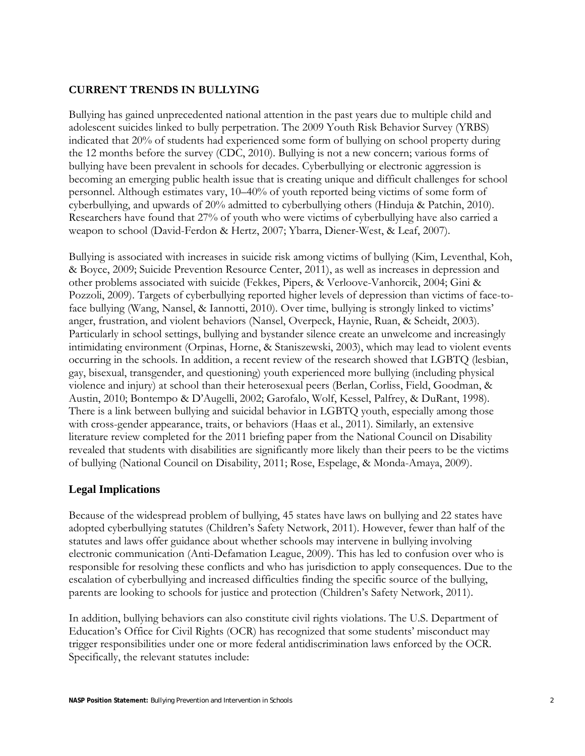## CURRENT TRENDS IN BULLYING

Bullying has gained unprecedented national attention in the past years due to multiple child and adolescent suicides linked to bully perpetration. The 2009 Youth Risk Behavior Survey (YRBS) indicated that 20% of students had experienced some form of bullying on school property during the 12 months before the survey (CDC, 2010). Bullying is not a new concern; various forms of bullying have been prevalent in schools for decades. Cyberbullying or electronic aggression is becoming an emerging public health issue that is creating unique and difficult challenges for school personnel. Although estimates vary, 10–40% of youth reported being victims of some form of cyberbullying, and upwards of 20% admitted to cyberbullying others (Hinduja & Patchin, 2010). Researchers have found that 27% of youth who were victims of cyberbullying have also carried a weapon to school (David-Ferdon & Hertz, 2007; Ybarra, Diener-West, & Leaf, 2007).

Bullying is associated with increases in suicide risk among victims of bullying (Kim, Leventhal, Koh, & Boyce, 2009; Suicide Prevention Resource Center, 2011), as well as increases in depression and other problems associated with suicide (Fekkes, Pipers, & Verloove-Vanhorcik, 2004; Gini & Pozzoli, 2009). Targets of cyberbullying reported higher levels of depression than victims of face-to-face bullying (Wang, Nansel, & Iannotti, 2010). Over time, bullying is strongly linked to victims' anger, frustration, and violent behaviors (Nansel, Overpeck, Haynie, Ruan, & Scheidt, 2003). Particularly in school settings, bullying and bystander silence create an unwelcome and increasingly intimidating environment (Orpinas, Horne, & Staniszewski, 2003), which may lead to violent events occurring in the schools. In addition, a recent review of the research showed that LGBTQ (lesbian, gay, bisexual, transgender, and questioning) youth experienced more bullying (including physical violence and injury) at school than their heterosexual peers (Berlan, Corliss, Field, Goodman, & Austin, 2010; Bontempo & D'Augelli, 2002; Garofalo, Wolf, Kessel, Palfrey, & DuRant, 1998). There is a link between bullying and suicidal behavior in LGBTQ youth, especially among those with cross-gender appearance, traits, or behaviors (Haas et al., 2011). Similarly, an extensive literature review completed for the 2011 briefing paper from the National Council on Disability revealed that students with disabilities are significantly more likely than their peers to be the victims of bullying (National Council on Disability, 2011; Rose, Espelage, & Monda-Amaya, 2009).

### Legal Implications

Because of the widespread problem of bullying, 45 states have laws on bullying and 22 states have adopted cyberbullying statutes (Children's Safety Network, 2011). However, fewer than half of the statutes and laws offer guidance about whether schools may intervene in bullying involving electronic communication (Anti-Defamation League, 2009). This has led to confusion over who is responsible for resolving these conflicts and who has jurisdiction to apply consequences. Due to the escalation of cyberbullying and increased difficulties finding the specific source of the bullying, parents are looking to schools for justice and protection (Children's Safety Network, 2011).

In addition, bullying behaviors can also constitute civil rights violations. The U.S. Department of Education's Office for Civil Rights (OCR) has recognized that some students' misconduct may trigger responsibilities under one or more federal antidiscrimination laws enforced by the OCR. Specifically, the relevant statutes include: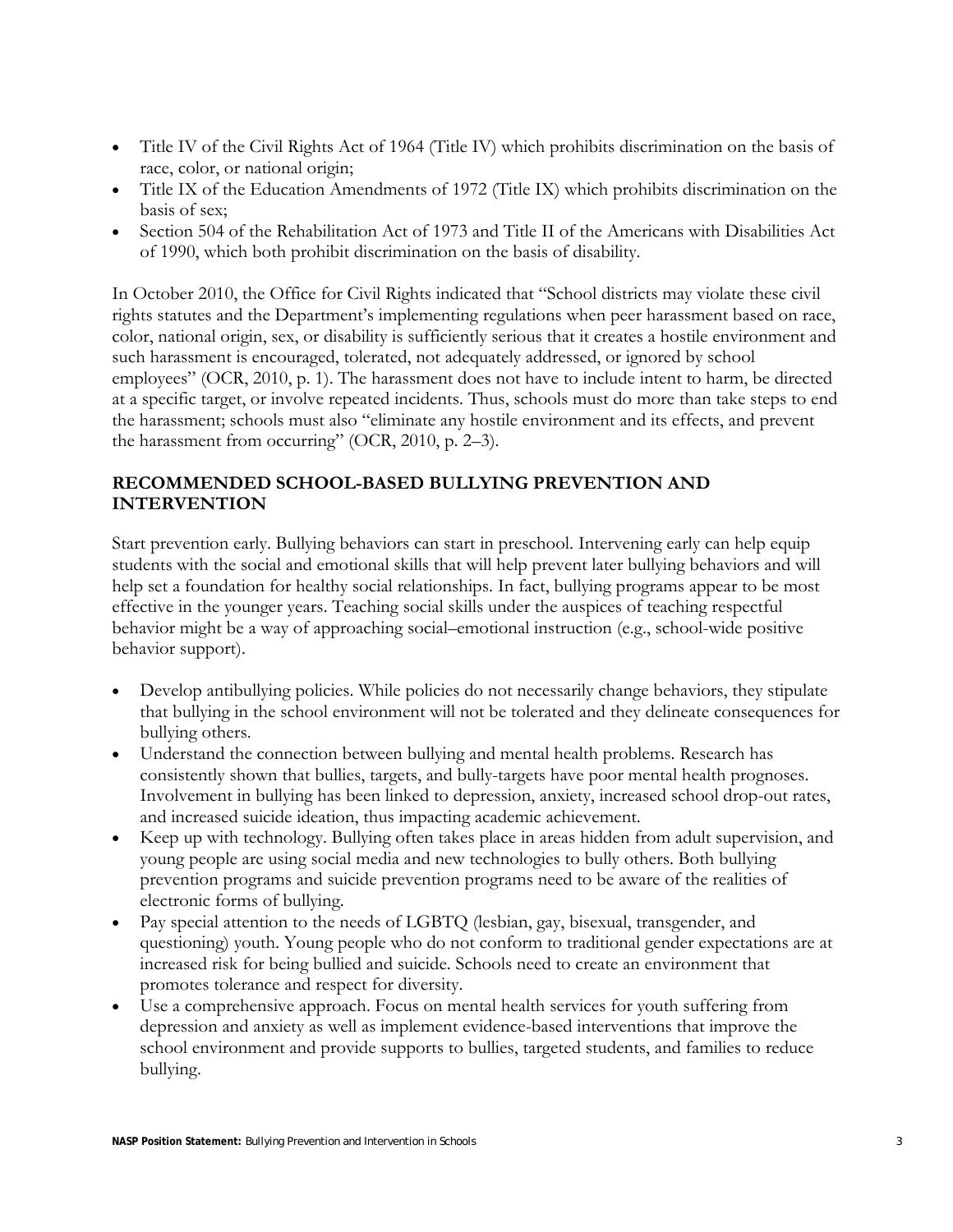- Title IV of the Civil Rights Act of 1964 (Title IV) which prohibits discrimination on the basis of race, color, or national origin;
- Title IX of the Education Amendments of 1972 (Title IX) which prohibits discrimination on the basis of sex;
- Section 504 of the Rehabilitation Act of 1973 and Title II of the Americans with Disabilities Act of 1990, which both prohibit discrimination on the basis of disability.

In October 2010, the Office for Civil Rights indicated that "School districts may violate these civil rights statutes and the Department's implementing regulations when peer harassment based on race, color, national origin, sex, or disability is sufficiently serious that it creates a hostile environment and such harassment is encouraged, tolerated, not adequately addressed, or ignored by school employees" (OCR, 2010, p. 1). The harassment does not have to include intent to harm, be directed at a specific target, or involve repeated incidents. Thus, schools must do more than take steps to end the harassment; schools must also "eliminate any hostile environment and its effects, and prevent the harassment from occurring" (OCR, 2010, p. 2–3).

## RECOMMENDED SCHOOL-BASED BULLYING PREVENTION AND INTERVENTION

Start prevention early. Bullying behaviors can start in preschool. Intervening early can help equip students with the social and emotional skills that will help prevent later bullying behaviors and will help set a foundation for healthy social relationships. In fact, bullying programs appear to be most effective in the younger years. Teaching social skills under the auspices of teaching respectful behavior might be a way of approaching social–emotional instruction (e.g., school-wide positive behavior support).

- Develop antibullying policies. While policies do not necessarily change behaviors, they stipulate that bullying in the school environment will not be tolerated and they delineate consequences for bullying others.
- Understand the connection between bullying and mental health problems. Research has consistently shown that bullies, targets, and bully-targets have poor mental health prognoses. Involvement in bullying has been linked to depression, anxiety, increased school drop-out rates, and increased suicide ideation, thus impacting academic achievement.
- Keep up with technology. Bullying often takes place in areas hidden from adult supervision, and young people are using social media and new technologies to bully others. Both bullying prevention programs and suicide prevention programs need to be aware of the realities of electronic forms of bullying.
- Pay special attention to the needs of LGBTQ (lesbian, gay, bisexual, transgender, and questioning) youth. Young people who do not conform to traditional gender expectations are at increased risk for being bullied and suicide. Schools need to create an environment that promotes tolerance and respect for diversity.
- Use a comprehensive approach. Focus on mental health services for youth suffering from depression and anxiety as well as implement evidence-based interventions that improve the school environment and provide supports to bullies, targeted students, and families to reduce bullying.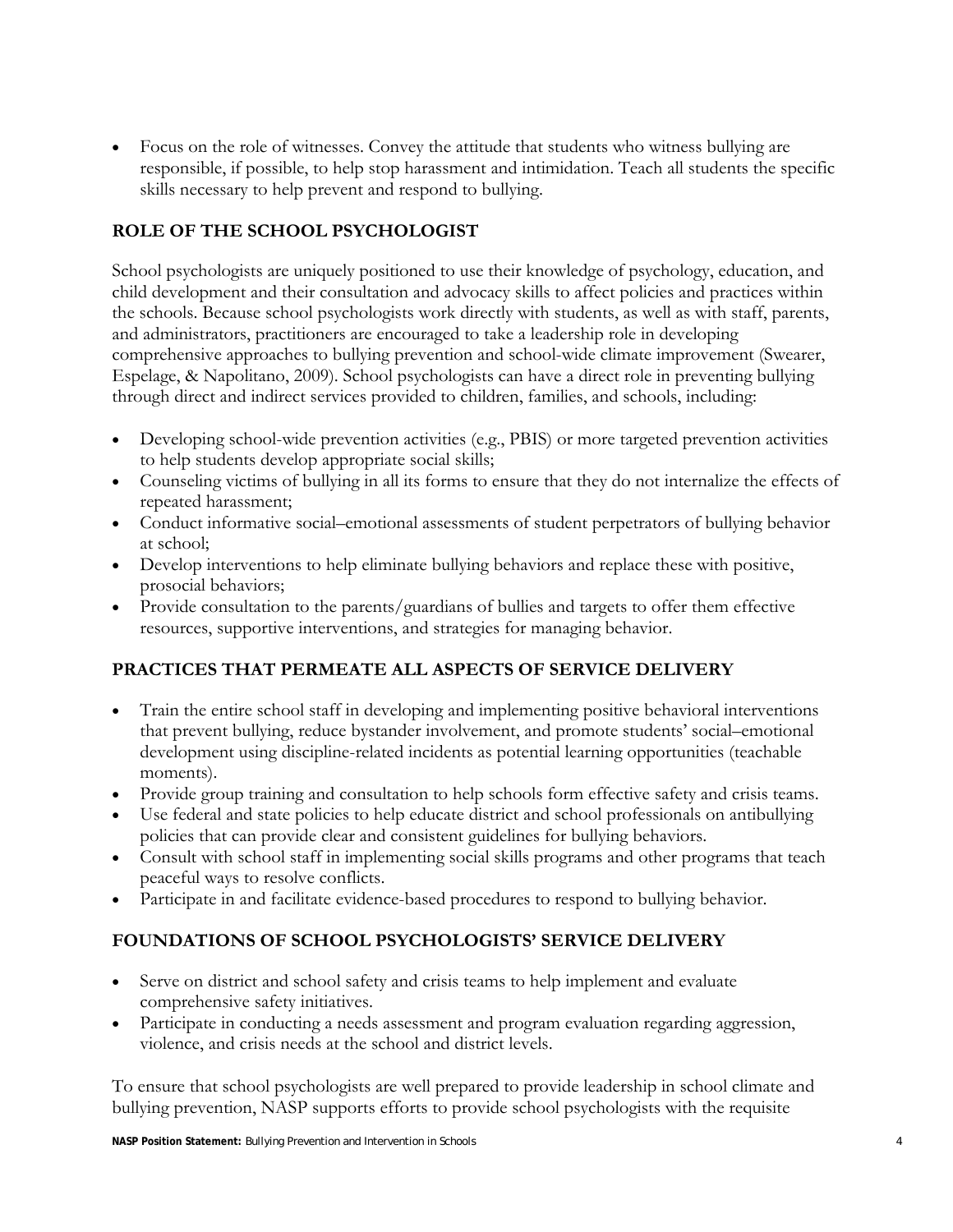- Focus on the role of witnesses. Convey the attitude that students who witness bullying are responsible, if possible, to help stop harassment and intimidation. Teach all students the specific skills necessary to help prevent and respond to bullying.

## ROLE OF THE SCHOOL PSYCHOLOGIST

School psychologists are uniquely positioned to use their knowledge of psychology, education, and child development and their consultation and advocacy skills to affect policies and practices within the schools. Because school psychologists work directly with students, as well as with staff, parents, and administrators, practitioners are encouraged to take a leadership role in developing comprehensive approaches to bullying prevention and school-wide climate improvement (Swearer, Espelage, & Napolitano, 2009). School psychologists can have a direct role in preventing bullying through direct and indirect services provided to children, families, and schools, including:

- Developing school-wide prevention activities (e.g., PBIS) or more targeted prevention activities to help students develop appropriate social skills;
- Counseling victims of bullying in all its forms to ensure that they do not internalize the effects of repeated harassment;
- Conduct informative social–emotional assessments of student perpetrators of bullying behavior at school;
- Develop interventions to help eliminate bullying behaviors and replace these with positive, prosocial behaviors;
- Provide consultation to the parents/guardians of bullies and targets to offer them effective resources, supportive interventions, and strategies for managing behavior.

## PRACTICES THAT PERMEATE ALL ASPECTS OF SERVICE DELIVERY

- Train the entire school staff in developing and implementing positive behavioral interventions that prevent bullying, reduce bystander involvement, and promote students' social–emotional development using discipline-related incidents as potential learning opportunities (teachable moments).
- Provide group training and consultation to help schools form effective safety and crisis teams.
- Use federal and state policies to help educate district and school professionals on antibullying policies that can provide clear and consistent guidelines for bullying behaviors.
- Consult with school staff in implementing social skills programs and other programs that teach peaceful ways to resolve conflicts.
- Participate in and facilitate evidence-based procedures to respond to bullying behavior.

## FOUNDATIONS OF SCHOOL PSYCHOLOGISTS' SERVICE DELIVERY

- Serve on district and school safety and crisis teams to help implement and evaluate comprehensive safety initiatives.
- Participate in conducting a needs assessment and program evaluation regarding aggression, violence, and crisis needs at the school and district levels.

To ensure that school psychologists are well prepared to provide leadership in school climate and bullying prevention, NASP supports efforts to provide school psychologists with the requisite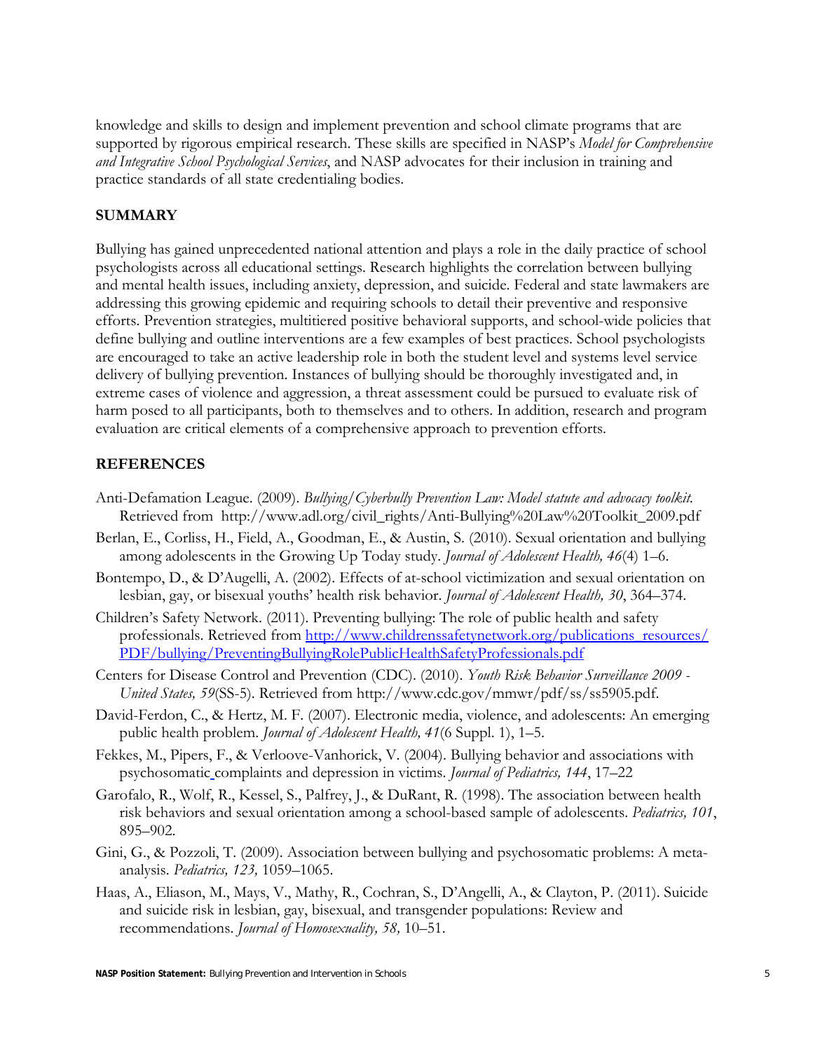knowledge and skills to design and implement prevention and school climate programs that are supported by rigorous empirical research. These skills are specified in NASP's *Model for Comprehensive and Integrative School Psychological Services*, and NASP advocates for their inclusion in training and practice standards of all state credentialing bodies.

## SUMMARY

Bullying has gained unprecedented national attention and plays a role in the daily practice of school psychologists across all educational settings. Research highlights the correlation between bullying and mental health issues, including anxiety, depression, and suicide. Federal and state lawmakers are addressing this growing epidemic and requiring schools to detail their preventive and responsive efforts. Prevention strategies, multitiered positive behavioral supports, and school-wide policies that define bullying and outline interventions are a few examples of best practices. School psychologists are encouraged to take an active leadership role in both the student level and systems level service delivery of bullying prevention. Instances of bullying should be thoroughly investigated and, in extreme cases of violence and aggression, a threat assessment could be pursued to evaluate risk of harm posed to all participants, both to themselves and to others. In addition, research and program evaluation are critical elements of a comprehensive approach to prevention efforts.

## REFERENCES

Anti-Defamation League. (2009). *Bullying/Cyberbully Prevention Law: Model statute and advocacy toolkit.* Retrieved from http://www.adl.org/civil_rights/Anti-Bullying%20Law%20Toolkit_2009.pdf

Berlan, E., Corliss, H., Field, A., Goodman, E., & Austin, S. (2010). Sexual orientation and bullying among adolescents in the Growing Up Today study. *Journal of Adolescent Health, 46*(4) 1–6.

Bontempo, D., & D'Augelli, A. (2002). Effects of at-school victimization and sexual orientation on lesbian, gay, or bisexual youths' health risk behavior. *Journal of Adolescent Health, 30*, 364–374.

Children's Safety Network. (2011). Preventing bullying: The role of public health and safety professionals. Retrieved from http://www.childrenssafetynetwork.org/publications_resources/PDF/bullying/PreventingBullyingRolePublicHealthSafetyProfessionals.pdf

Centers for Disease Control and Prevention (CDC). (2010). *Youth Risk Behavior Surveillance 2009 - United States, 59*(SS-5). Retrieved from http://www.cdc.gov/mmwr/pdf/ss/ss5905.pdf.

David-Ferdon, C., & Hertz, M. F. (2007). Electronic media, violence, and adolescents: An emerging public health problem. *Journal of Adolescent Health, 41*(6 Suppl. 1), 1–5.

Fekkes, M., Pipers, F., & Verloove-Vanhorick, V. (2004). Bullying behavior and associations with psychosomatic complaints and depression in victims. *Journal of Pediatrics, 144*, 17–22

Garofalo, R., Wolf, R., Kessel, S., Palfrey, J., & DuRant, R. (1998). The association between health risk behaviors and sexual orientation among a school-based sample of adolescents. *Pediatrics, 101*, 895–902.

Gini, G., & Pozzoli, T. (2009). Association between bullying and psychosomatic problems: A meta-analysis. *Pediatrics, 123,* 1059–1065.

Haas, A., Eliason, M., Mays, V., Mathy, R., Cochran, S., D'Angelli, A., & Clayton, P. (2011). Suicide and suicide risk in lesbian, gay, bisexual, and transgender populations: Review and recommendations. *Journal of Homosexuality, 58,* 10–51.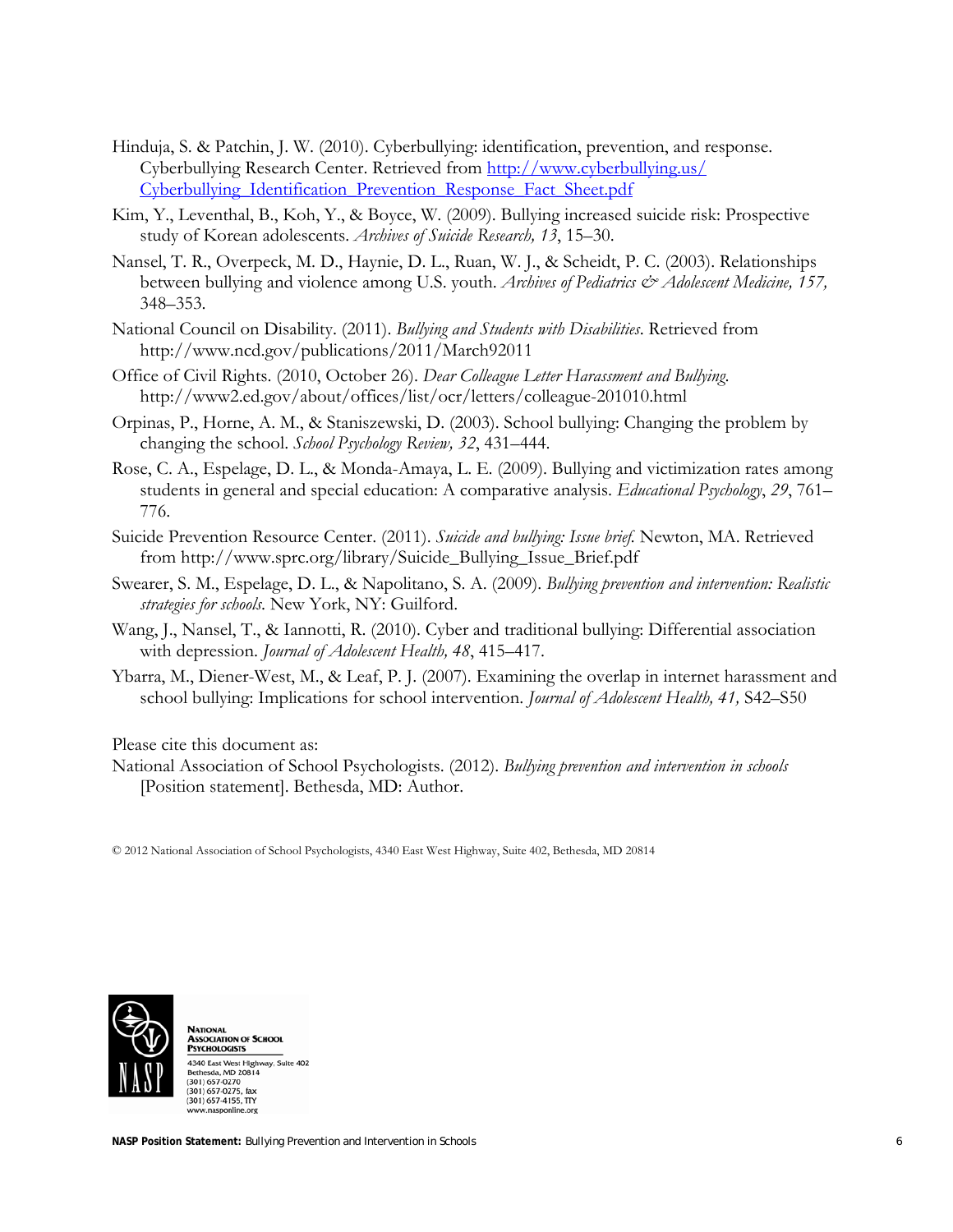Hinduja, S. & Patchin, J. W. (2010). Cyberbullying: identification, prevention, and response. Cyberbullying Research Center. Retrieved from [http://www.cyberbullying.us/Cyberbullying_Identification_Prevention_Response_Fact_Sheet.pdf](http://www.cyberbullying.us/Cyberbullying_Identification_Prevention_Response_Fact_Sheet.pdf)

Kim, Y., Leventhal, B., Koh, Y., & Boyce, W. (2009). Bullying increased suicide risk: Prospective study of Korean adolescents. *Archives of Suicide Research, 13*, 15–30.

Nansel, T. R., Overpeck, M. D., Haynie, D. L., Ruan, W. J., & Scheidt, P. C. (2003). Relationships between bullying and violence among U.S. youth. *Archives of Pediatrics & Adolescent Medicine, 157,* 348–353.

National Council on Disability. (2011). *Bullying and Students with Disabilities*. Retrieved from http://www.ncd.gov/publications/2011/March92011

Office of Civil Rights. (2010, October 26). *Dear Colleague Letter Harassment and Bullying.* http://www2.ed.gov/about/offices/list/ocr/letters/colleague-201010.html

Orpinas, P., Horne, A. M., & Staniszewski, D. (2003). School bullying: Changing the problem by changing the school. *School Psychology Review, 32*, 431–444.

Rose, C. A., Espelage, D. L., & Monda-Amaya, L. E. (2009). Bullying and victimization rates among students in general and special education: A comparative analysis. *Educational Psychology*, *29*, 761–776.

Suicide Prevention Resource Center. (2011). *Suicide and bullying: Issue brief.* Newton, MA. Retrieved from http://www.sprc.org/library/Suicide_Bullying_Issue_Brief.pdf

Swearer, S. M., Espelage, D. L., & Napolitano, S. A. (2009). *Bullying prevention and intervention: Realistic strategies for schools.* New York, NY: Guilford.

Wang, J., Nansel, T., & Iannotti, R. (2010). Cyber and traditional bullying: Differential association with depression. *Journal of Adolescent Health, 48*, 415–417.

Ybarra, M., Diener-West, M., & Leaf, P. J. (2007). Examining the overlap in internet harassment and school bullying: Implications for school intervention. *Journal of Adolescent Health, 41,* S42–S50

Please cite this document as:

National Association of School Psychologists. (2012). *Bullying prevention and intervention in schools* [Position statement]. Bethesda, MD: Author.

© 2012 National Association of School Psychologists, 4340 East West Highway, Suite 402, Bethesda, MD 20814

NASP
National Association of School Psychologists
4340 East West Highway, Suite 402
Bethesda, MD 20814
(301) 657-0270
(301) 657-0275, fax
(301) 657-4155, TTY
www.nasponline.org